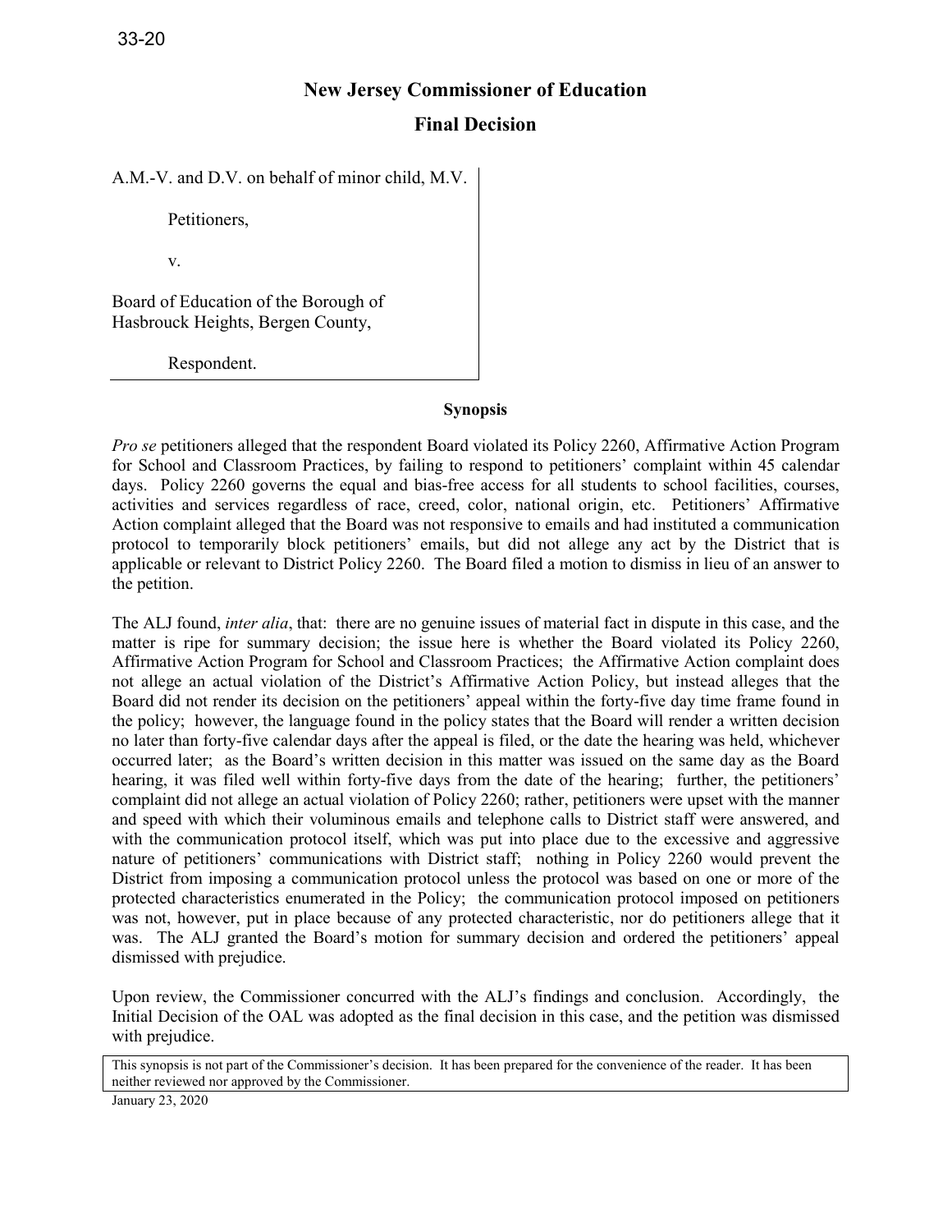33-20

# New Jersey Commissioner of Education

## Final Decision

A.M.-V. and D.V. on behalf of minor child, M.V.

Petitioners,

v.

Board of Education of the Borough of Hasbrouck Heights, Bergen County,

Respondent.

### Synopsis

*Pro se* petitioners alleged that the respondent Board violated its Policy 2260, Affirmative Action Program for School and Classroom Practices, by failing to respond to petitioners' complaint within 45 calendar days. Policy 2260 governs the equal and bias-free access for all students to school facilities, courses, activities and services regardless of race, creed, color, national origin, etc. Petitioners' Affirmative Action complaint alleged that the Board was not responsive to emails and had instituted a communication protocol to temporarily block petitioners' emails, but did not allege any act by the District that is applicable or relevant to District Policy 2260. The Board filed a motion to dismiss in lieu of an answer to the petition.

The ALJ found, *inter alia*, that: there are no genuine issues of material fact in dispute in this case, and the matter is ripe for summary decision; the issue here is whether the Board violated its Policy 2260, Affirmative Action Program for School and Classroom Practices; the Affirmative Action complaint does not allege an actual violation of the District's Affirmative Action Policy, but instead alleges that the Board did not render its decision on the petitioners' appeal within the forty-five day time frame found in the policy; however, the language found in the policy states that the Board will render a written decision no later than forty-five calendar days after the appeal is filed, or the date the hearing was held, whichever occurred later; as the Board's written decision in this matter was issued on the same day as the Board hearing, it was filed well within forty-five days from the date of the hearing; further, the petitioners' complaint did not allege an actual violation of Policy 2260; rather, petitioners were upset with the manner and speed with which their voluminous emails and telephone calls to District staff were answered, and with the communication protocol itself, which was put into place due to the excessive and aggressive nature of petitioners' communications with District staff; nothing in Policy 2260 would prevent the District from imposing a communication protocol unless the protocol was based on one or more of the protected characteristics enumerated in the Policy; the communication protocol imposed on petitioners was not, however, put in place because of any protected characteristic, nor do petitioners allege that it was. The ALJ granted the Board's motion for summary decision and ordered the petitioners' appeal dismissed with prejudice.

Upon review, the Commissioner concurred with the ALJ's findings and conclusion. Accordingly, the Initial Decision of the OAL was adopted as the final decision in this case, and the petition was dismissed with prejudice.

This synopsis is not part of the Commissioner's decision. It has been prepared for the convenience of the reader. It has been neither reviewed nor approved by the Commissioner.

January 23, 2020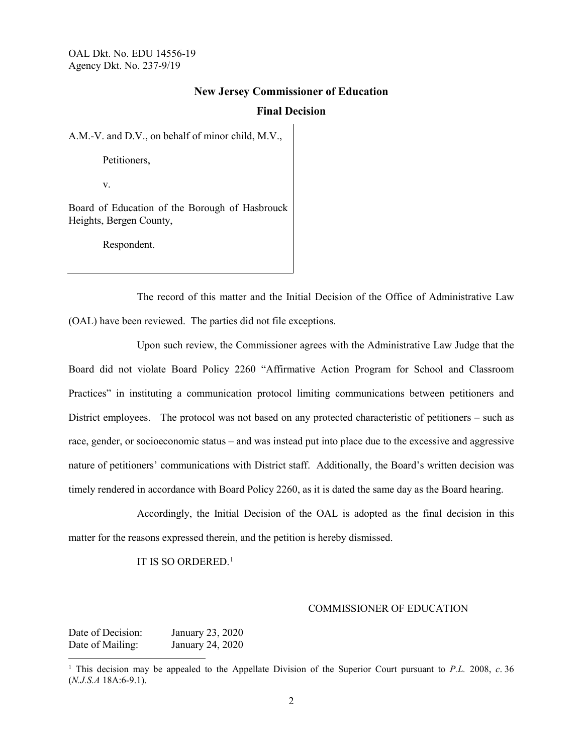OAL Dkt. No. EDU 14556-19
Agency Dkt. No. 237-9/19

**New Jersey Commissioner of Education**

**Final Decision**

A.M.-V. and D.V., on behalf of minor child, M.V.,

Petitioners,

v.

Board of Education of the Borough of Hasbrouck Heights, Bergen County,

Respondent.

---

The record of this matter and the Initial Decision of the Office of Administrative Law (OAL) have been reviewed. The parties did not file exceptions.

Upon such review, the Commissioner agrees with the Administrative Law Judge that the Board did not violate Board Policy 2260 "Affirmative Action Program for School and Classroom Practices" in instituting a communication protocol limiting communications between petitioners and District employees. The protocol was not based on any protected characteristic of petitioners – such as race, gender, or socioeconomic status – and was instead put into place due to the excessive and aggressive nature of petitioners' communications with District staff. Additionally, the Board's written decision was timely rendered in accordance with Board Policy 2260, as it is dated the same day as the Board hearing.

Accordingly, the Initial Decision of the OAL is adopted as the final decision in this matter for the reasons expressed therein, and the petition is hereby dismissed.

IT IS SO ORDERED.[1]

COMMISSIONER OF EDUCATION

Date of Decision: January 23, 2020
Date of Mailing: January 24, 2020

[1] This decision may be appealed to the Appellate Division of the Superior Court pursuant to *P.L.* 2008, *c*. 36 (*N.J.S.A* 18A:6-9.1).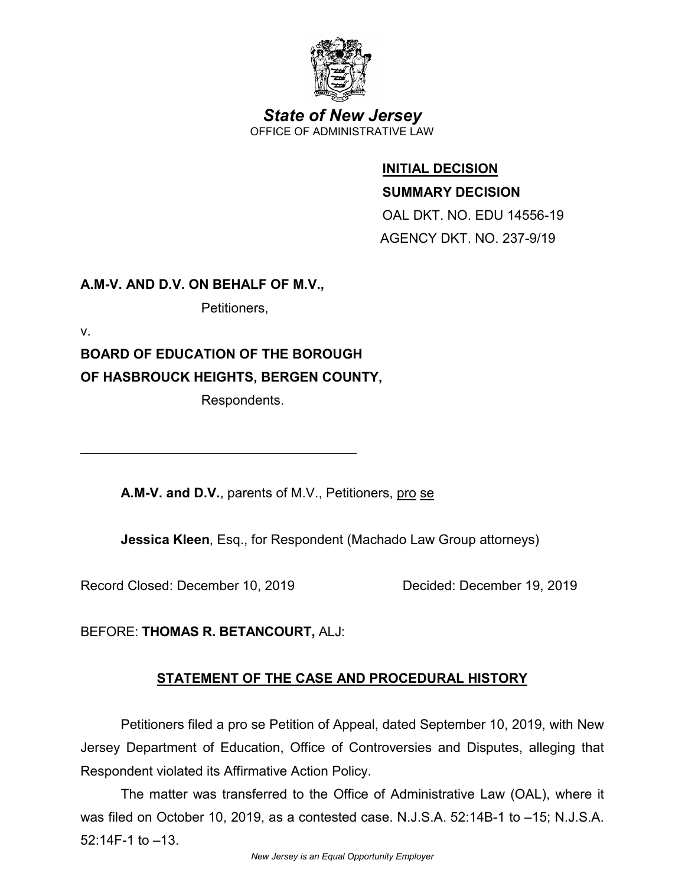State of New Jersey
OFFICE OF ADMINISTRATIVE LAW

**INITIAL DECISION**

**SUMMARY DECISION**

OAL DKT. NO. EDU 14556-19

AGENCY DKT. NO. 237-9/19

**A.M-V. AND D.V. ON BEHALF OF M.V.,**

Petitioners,

v.

**BOARD OF EDUCATION OF THE BOROUGH OF HASBROUCK HEIGHTS, BERGEN COUNTY,**

Respondents.

______________________________________

**A.M-V. and D.V.**, parents of M.V., Petitioners, pro se

**Jessica Kleen**, Esq., for Respondent (Machado Law Group attorneys)

Record Closed: December 10, 2019 Decided: December 19, 2019

BEFORE: **THOMAS R. BETANCOURT,** ALJ:

## STATEMENT OF THE CASE AND PROCEDURAL HISTORY

Petitioners filed a pro se Petition of Appeal, dated September 10, 2019, with New Jersey Department of Education, Office of Controversies and Disputes, alleging that Respondent violated its Affirmative Action Policy.

The matter was transferred to the Office of Administrative Law (OAL), where it was filed on October 10, 2019, as a contested case. N.J.S.A. 52:14B-1 to –15; N.J.S.A. 52:14F-1 to –13.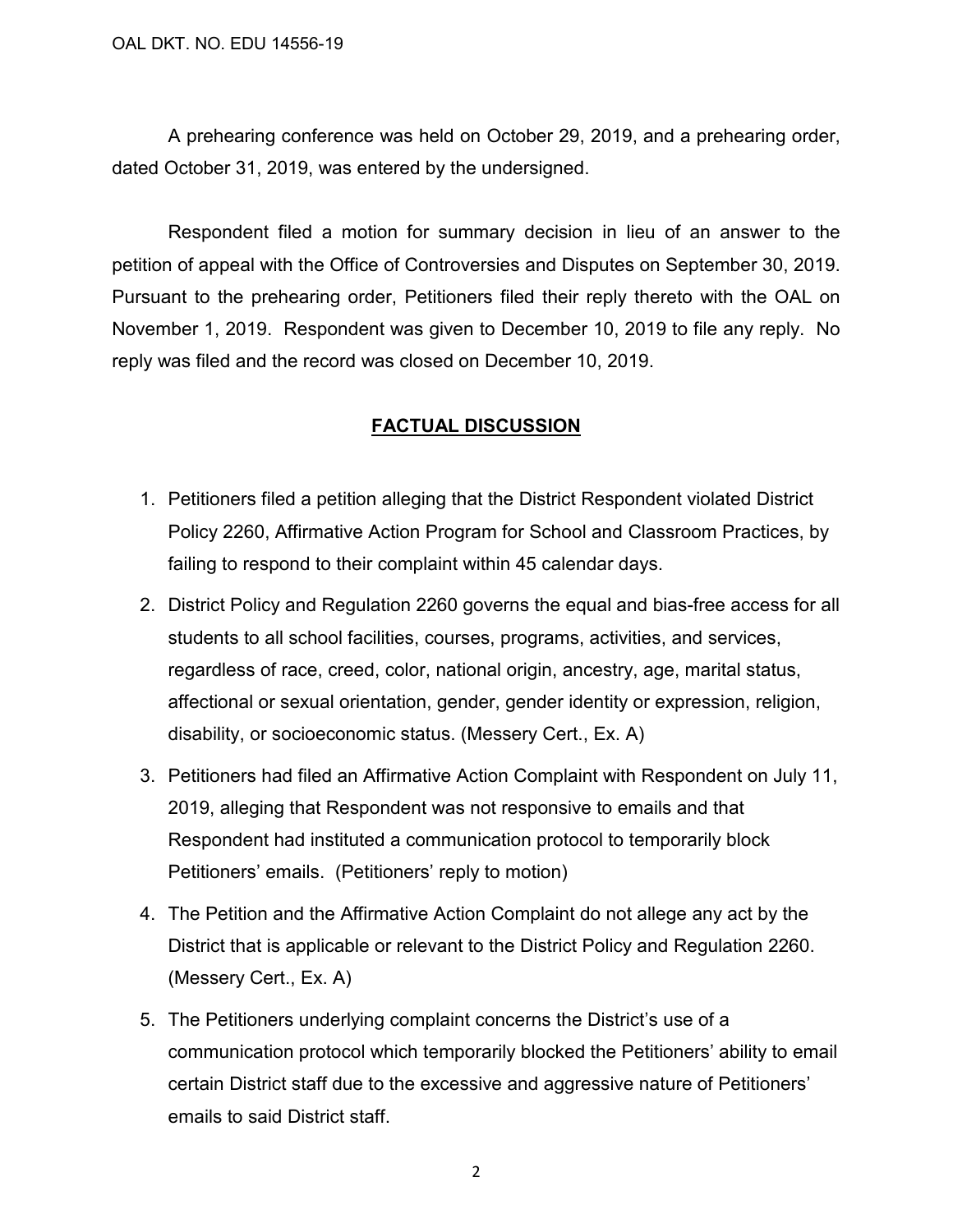A prehearing conference was held on October 29, 2019, and a prehearing order, dated October 31, 2019, was entered by the undersigned.

Respondent filed a motion for summary decision in lieu of an answer to the petition of appeal with the Office of Controversies and Disputes on September 30, 2019. Pursuant to the prehearing order, Petitioners filed their reply thereto with the OAL on November 1, 2019. Respondent was given to December 10, 2019 to file any reply. No reply was filed and the record was closed on December 10, 2019.

## **FACTUAL DISCUSSION**

1. Petitioners filed a petition alleging that the District Respondent violated District Policy 2260, Affirmative Action Program for School and Classroom Practices, by failing to respond to their complaint within 45 calendar days.
2. District Policy and Regulation 2260 governs the equal and bias-free access for all students to all school facilities, courses, programs, activities, and services, regardless of race, creed, color, national origin, ancestry, age, marital status, affectional or sexual orientation, gender, gender identity or expression, religion, disability, or socioeconomic status. (Messery Cert., Ex. A)
3. Petitioners had filed an Affirmative Action Complaint with Respondent on July 11, 2019, alleging that Respondent was not responsive to emails and that Respondent had instituted a communication protocol to temporarily block Petitioners' emails. (Petitioners' reply to motion)
4. The Petition and the Affirmative Action Complaint do not allege any act by the District that is applicable or relevant to the District Policy and Regulation 2260. (Messery Cert., Ex. A)
5. The Petitioners underlying complaint concerns the District's use of a communication protocol which temporarily blocked the Petitioners' ability to email certain District staff due to the excessive and aggressive nature of Petitioners' emails to said District staff.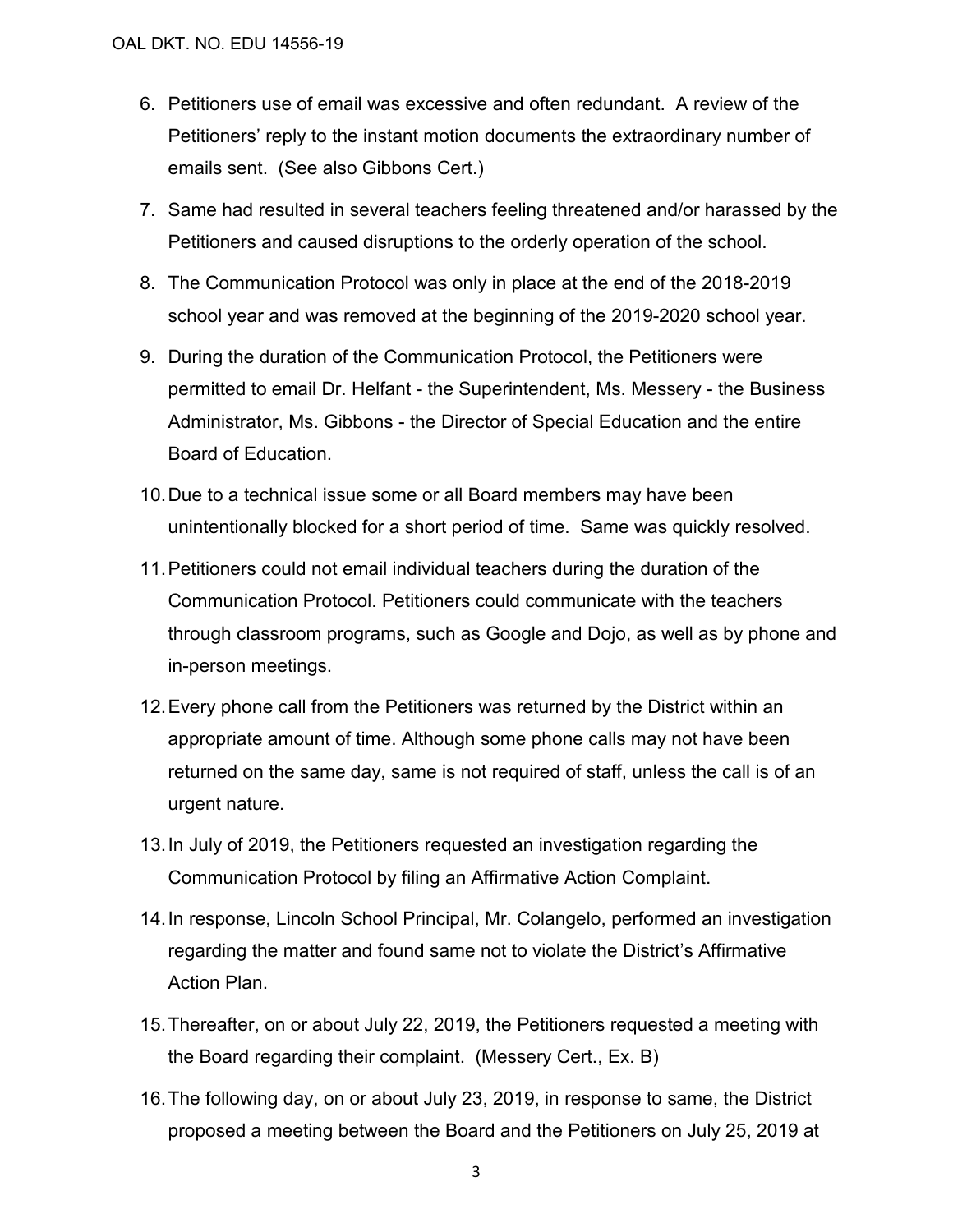6. Petitioners use of email was excessive and often redundant. A review of the Petitioners' reply to the instant motion documents the extraordinary number of emails sent. (See also Gibbons Cert.)

7. Same had resulted in several teachers feeling threatened and/or harassed by the Petitioners and caused disruptions to the orderly operation of the school.

8. The Communication Protocol was only in place at the end of the 2018-2019 school year and was removed at the beginning of the 2019-2020 school year.

9. During the duration of the Communication Protocol, the Petitioners were permitted to email Dr. Helfant - the Superintendent, Ms. Messery - the Business Administrator, Ms. Gibbons - the Director of Special Education and the entire Board of Education.

10. Due to a technical issue some or all Board members may have been unintentionally blocked for a short period of time. Same was quickly resolved.

11. Petitioners could not email individual teachers during the duration of the Communication Protocol. Petitioners could communicate with the teachers through classroom programs, such as Google and Dojo, as well as by phone and in-person meetings.

12. Every phone call from the Petitioners was returned by the District within an appropriate amount of time. Although some phone calls may not have been returned on the same day, same is not required of staff, unless the call is of an urgent nature.

13. In July of 2019, the Petitioners requested an investigation regarding the Communication Protocol by filing an Affirmative Action Complaint.

14. In response, Lincoln School Principal, Mr. Colangelo, performed an investigation regarding the matter and found same not to violate the District's Affirmative Action Plan.

15. Thereafter, on or about July 22, 2019, the Petitioners requested a meeting with the Board regarding their complaint. (Messery Cert., Ex. B)

16. The following day, on or about July 23, 2019, in response to same, the District proposed a meeting between the Board and the Petitioners on July 25, 2019 at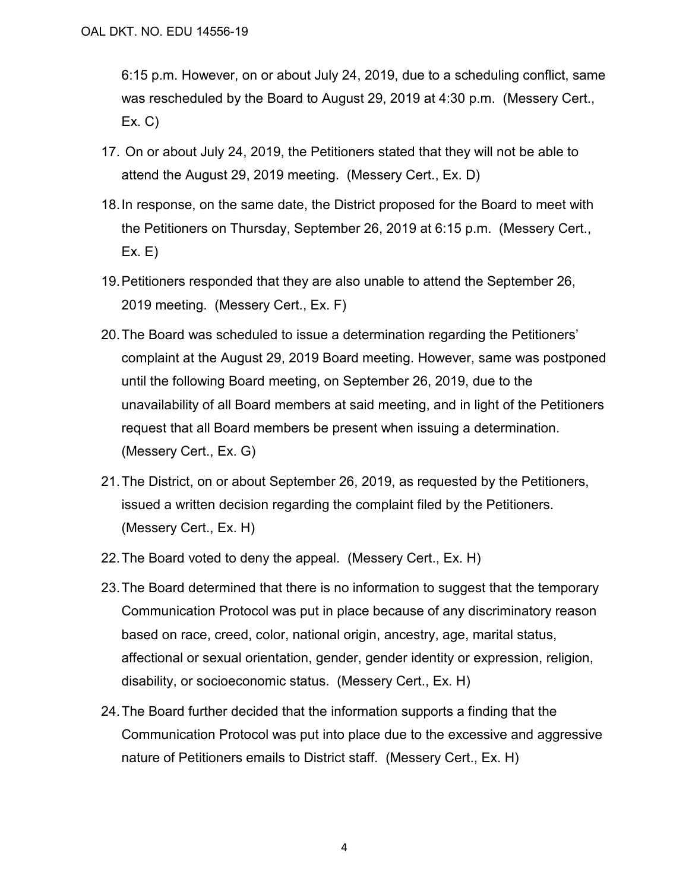6:15 p.m. However, on or about July 24, 2019, due to a scheduling conflict, same was rescheduled by the Board to August 29, 2019 at 4:30 p.m. (Messery Cert., Ex. C)

17. On or about July 24, 2019, the Petitioners stated that they will not be able to attend the August 29, 2019 meeting. (Messery Cert., Ex. D)
18. In response, on the same date, the District proposed for the Board to meet with the Petitioners on Thursday, September 26, 2019 at 6:15 p.m. (Messery Cert., Ex. E)
19. Petitioners responded that they are also unable to attend the September 26, 2019 meeting. (Messery Cert., Ex. F)
20. The Board was scheduled to issue a determination regarding the Petitioners' complaint at the August 29, 2019 Board meeting. However, same was postponed until the following Board meeting, on September 26, 2019, due to the unavailability of all Board members at said meeting, and in light of the Petitioners request that all Board members be present when issuing a determination. (Messery Cert., Ex. G)
21. The District, on or about September 26, 2019, as requested by the Petitioners, issued a written decision regarding the complaint filed by the Petitioners. (Messery Cert., Ex. H)
22. The Board voted to deny the appeal. (Messery Cert., Ex. H)
23. The Board determined that there is no information to suggest that the temporary Communication Protocol was put in place because of any discriminatory reason based on race, creed, color, national origin, ancestry, age, marital status, affectional or sexual orientation, gender, gender identity or expression, religion, disability, or socioeconomic status. (Messery Cert., Ex. H)
24. The Board further decided that the information supports a finding that the Communication Protocol was put into place due to the excessive and aggressive nature of Petitioners emails to District staff. (Messery Cert., Ex. H)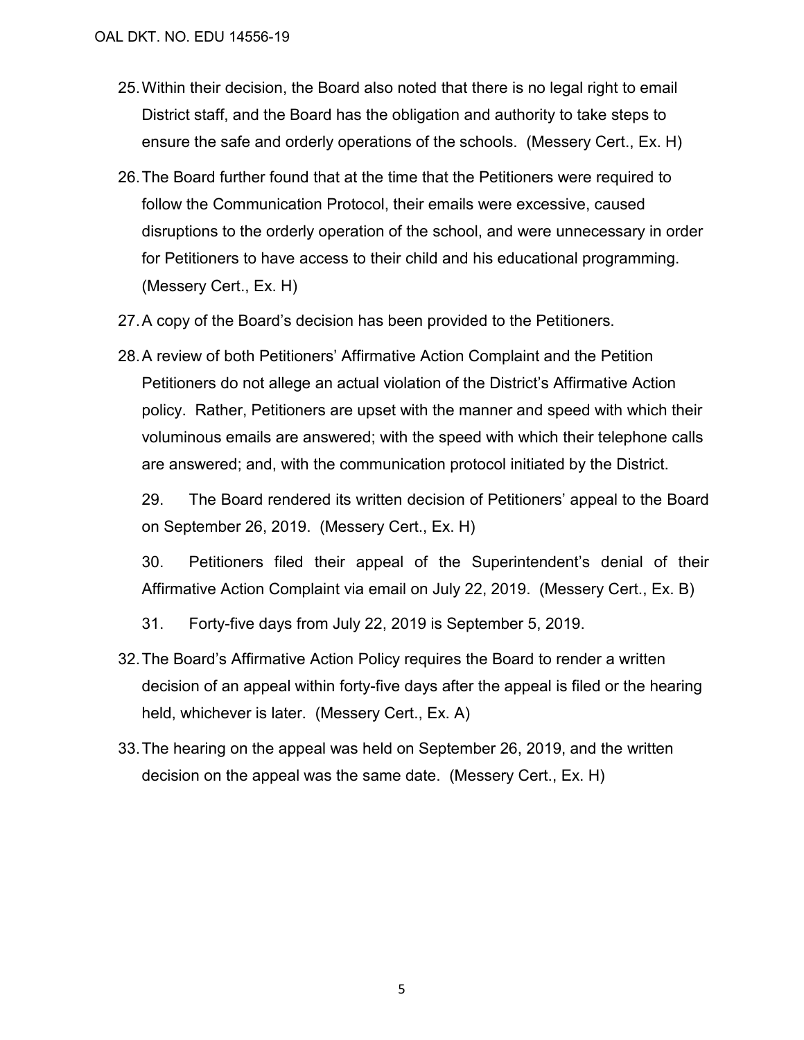25. Within their decision, the Board also noted that there is no legal right to email District staff, and the Board has the obligation and authority to take steps to ensure the safe and orderly operations of the schools. (Messery Cert., Ex. H)

26. The Board further found that at the time that the Petitioners were required to follow the Communication Protocol, their emails were excessive, caused disruptions to the orderly operation of the school, and were unnecessary in order for Petitioners to have access to their child and his educational programming. (Messery Cert., Ex. H)

27. A copy of the Board's decision has been provided to the Petitioners.

28. A review of both Petitioners' Affirmative Action Complaint and the Petition Petitioners do not allege an actual violation of the District's Affirmative Action policy. Rather, Petitioners are upset with the manner and speed with which their voluminous emails are answered; with the speed with which their telephone calls are answered; and, with the communication protocol initiated by the District.

29. The Board rendered its written decision of Petitioners' appeal to the Board on September 26, 2019. (Messery Cert., Ex. H)

30. Petitioners filed their appeal of the Superintendent's denial of their Affirmative Action Complaint via email on July 22, 2019. (Messery Cert., Ex. B)

31. Forty-five days from July 22, 2019 is September 5, 2019.

32. The Board's Affirmative Action Policy requires the Board to render a written decision of an appeal within forty-five days after the appeal is filed or the hearing held, whichever is later. (Messery Cert., Ex. A)

33. The hearing on the appeal was held on September 26, 2019, and the written decision on the appeal was the same date. (Messery Cert., Ex. H)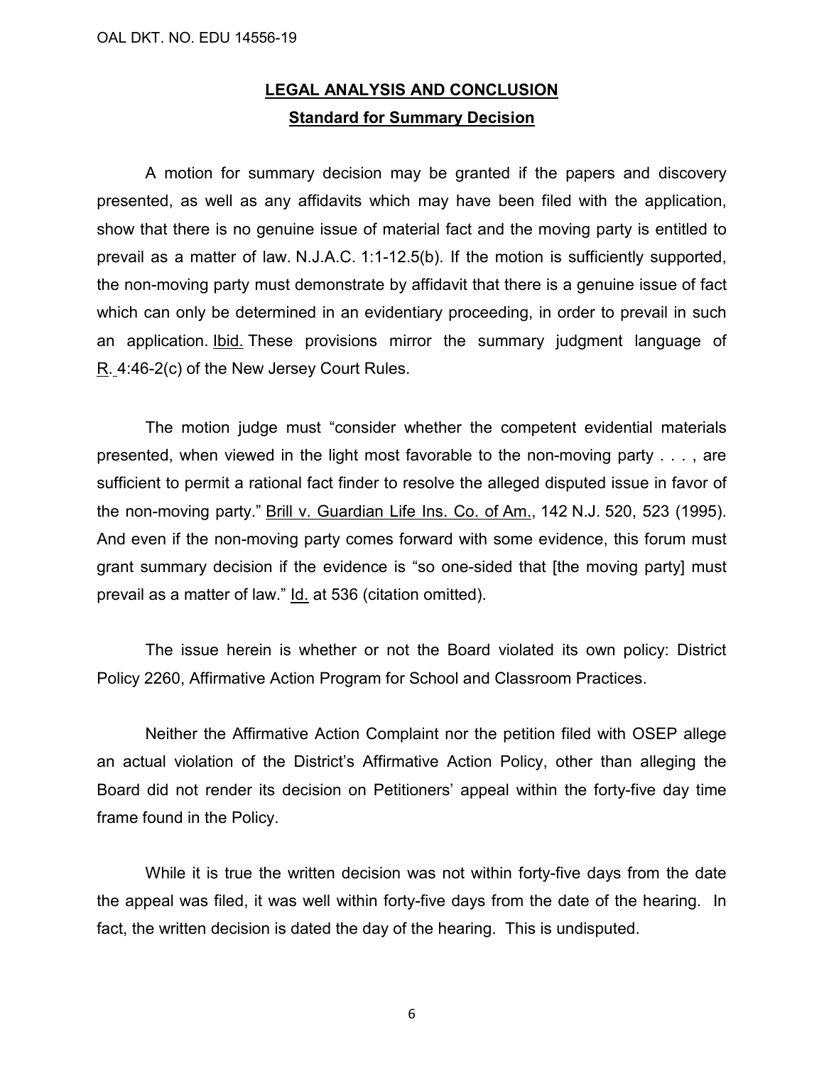## **LEGAL ANALYSIS AND CONCLUSION**

### **Standard for Summary Decision**

A motion for summary decision may be granted if the papers and discovery presented, as well as any affidavits which may have been filed with the application, show that there is no genuine issue of material fact and the moving party is entitled to prevail as a matter of law. N.J.A.C. 1:1-12.5(b). If the motion is sufficiently supported, the non-moving party must demonstrate by affidavit that there is a genuine issue of fact which can only be determined in an evidentiary proceeding, in order to prevail in such an application. Ibid. These provisions mirror the summary judgment language of R. 4:46-2(c) of the New Jersey Court Rules.

The motion judge must "consider whether the competent evidential materials presented, when viewed in the light most favorable to the non-moving party . . . , are sufficient to permit a rational fact finder to resolve the alleged disputed issue in favor of the non-moving party." Brill v. Guardian Life Ins. Co. of Am., 142 N.J. 520, 523 (1995). And even if the non-moving party comes forward with some evidence, this forum must grant summary decision if the evidence is "so one-sided that [the moving party] must prevail as a matter of law." Id. at 536 (citation omitted).

The issue herein is whether or not the Board violated its own policy: District Policy 2260, Affirmative Action Program for School and Classroom Practices.

Neither the Affirmative Action Complaint nor the petition filed with OSEP allege an actual violation of the District's Affirmative Action Policy, other than alleging the Board did not render its decision on Petitioners' appeal within the forty-five day time frame found in the Policy.

While it is true the written decision was not within forty-five days from the date the appeal was filed, it was well within forty-five days from the date of the hearing. In fact, the written decision is dated the day of the hearing. This is undisputed.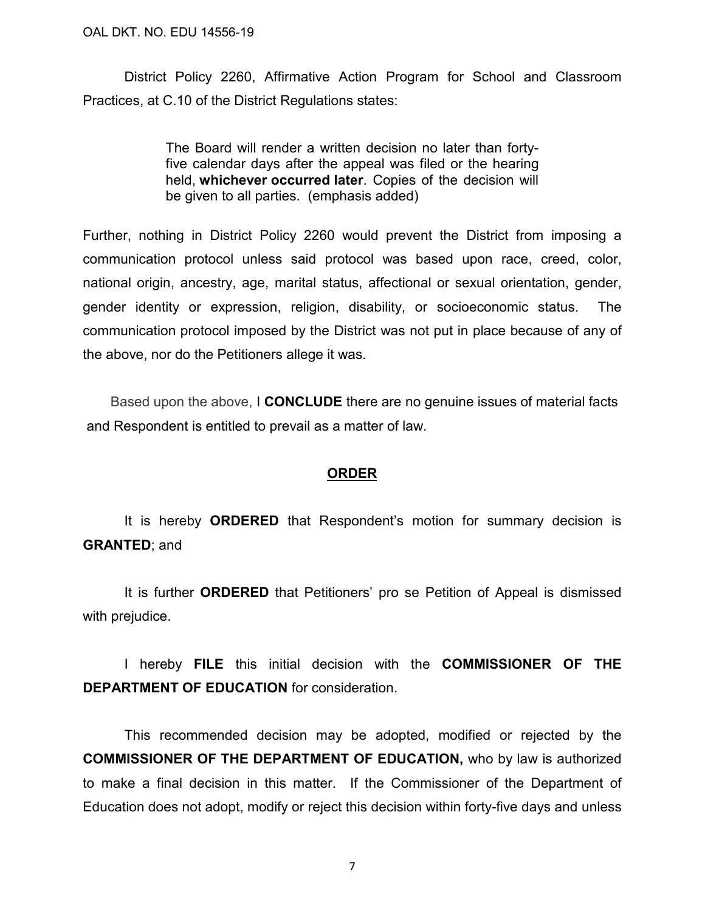District Policy 2260, Affirmative Action Program for School and Classroom Practices, at C.10 of the District Regulations states:

> The Board will render a written decision no later than forty-five calendar days after the appeal was filed or the hearing held, **whichever occurred later**. Copies of the decision will be given to all parties. (emphasis added)

Further, nothing in District Policy 2260 would prevent the District from imposing a communication protocol unless said protocol was based upon race, creed, color, national origin, ancestry, age, marital status, affectional or sexual orientation, gender, gender identity or expression, religion, disability, or socioeconomic status. The communication protocol imposed by the District was not put in place because of any of the above, nor do the Petitioners allege it was.

Based upon the above, I **CONCLUDE** there are no genuine issues of material facts and Respondent is entitled to prevail as a matter of law.

## ORDER

It is hereby **ORDERED** that Respondent's motion for summary decision is **GRANTED**; and

It is further **ORDERED** that Petitioners' pro se Petition of Appeal is dismissed with prejudice.

I hereby **FILE** this initial decision with the **COMMISSIONER OF THE DEPARTMENT OF EDUCATION** for consideration.

This recommended decision may be adopted, modified or rejected by the **COMMISSIONER OF THE DEPARTMENT OF EDUCATION,** who by law is authorized to make a final decision in this matter. If the Commissioner of the Department of Education does not adopt, modify or reject this decision within forty-five days and unless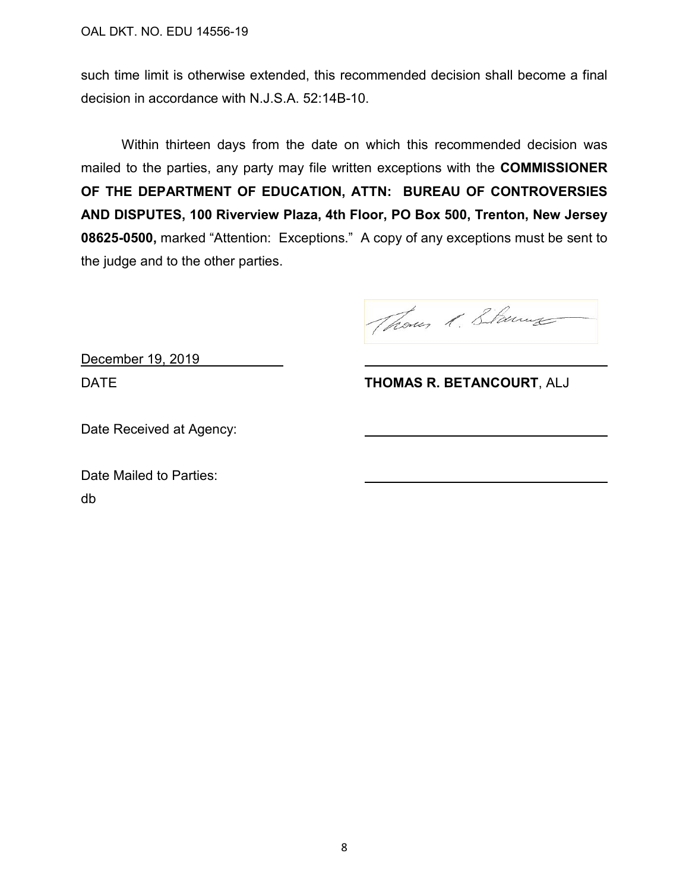such time limit is otherwise extended, this recommended decision shall become a final decision in accordance with N.J.S.A. 52:14B-10.

Within thirteen days from the date on which this recommended decision was mailed to the parties, any party may file written exceptions with the **COMMISSIONER OF THE DEPARTMENT OF EDUCATION, ATTN: BUREAU OF CONTROVERSIES AND DISPUTES, 100 Riverview Plaza, 4th Floor, PO Box 500, Trenton, New Jersey 08625-0500,** marked "Attention: Exceptions." A copy of any exceptions must be sent to the judge and to the other parties.

December 19, 2019

DATE

**THOMAS R. BETANCOURT**, ALJ

Date Received at Agency:

Date Mailed to Parties:

db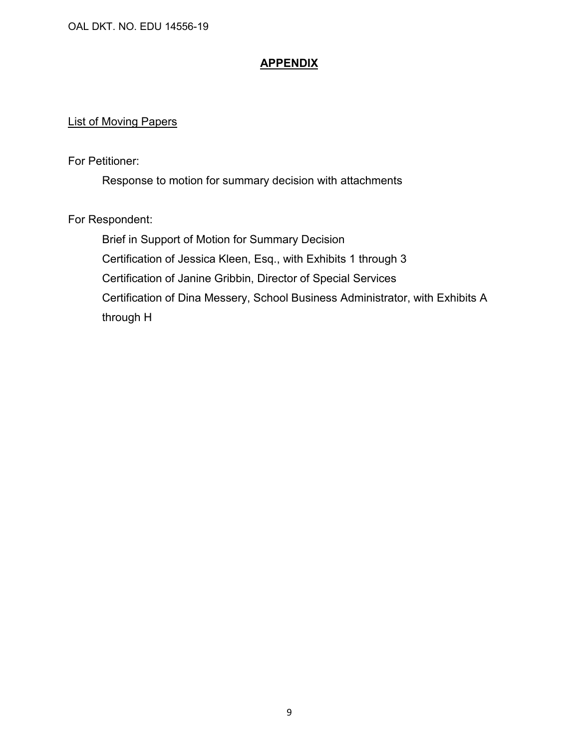# APPENDIX

List of Moving Papers

For Petitioner:

Response to motion for summary decision with attachments

For Respondent:

Brief in Support of Motion for Summary Decision

Certification of Jessica Kleen, Esq., with Exhibits 1 through 3

Certification of Janine Gribbin, Director of Special Services

Certification of Dina Messery, School Business Administrator, with Exhibits A through H